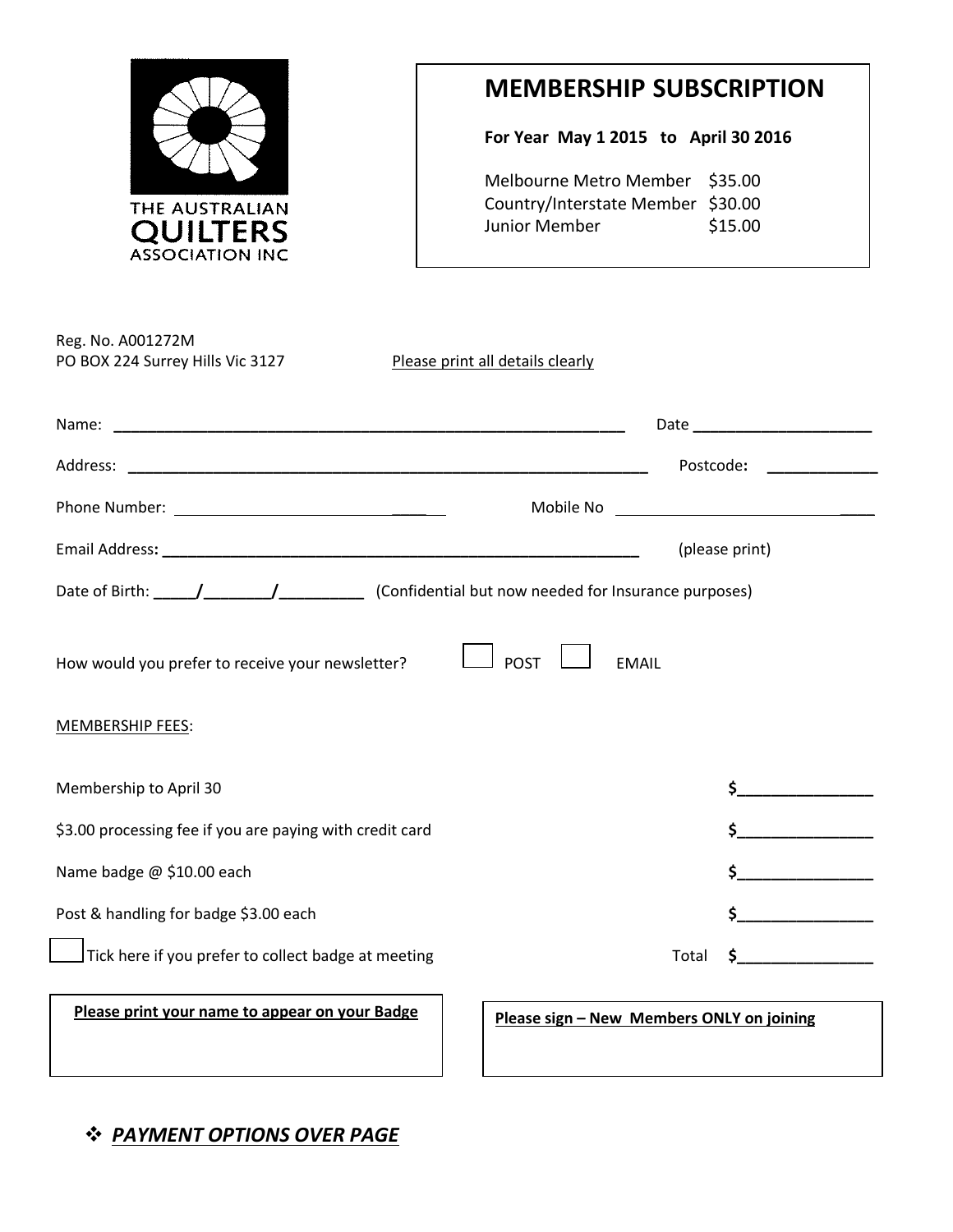THE AUSTRALIAN QUILTERS ASSOCIATION INC

# MEMBERSHIP SUBSCRIPTION

**For Year May 1 2015 to April 30 2016**

| | |
|---|---|
| Melbourne Metro Member | $35.00 |
| Country/Interstate Member | $30.00 |
| Junior Member | $15.00 |

Reg. No. A001272M
PO BOX 224 Surrey Hills Vic 3127

Please print all details clearly

Name: ____________________________________________ Date ____________________

Address: ____________________________________________ Postcode: ____________

Phone Number: ____________________________ Mobile No ____________________________

Email Address: ____________________________________________ (please print)

Date of Birth: _____/________/__________ (Confidential but now needed for Insurance purposes)

How would you prefer to receive your newsletter? ☐ POST ☐ EMAIL

MEMBERSHIP FEES:

| | |
|---|---|
| Membership to April 30 | $_______________ |
| $3.00 processing fee if you are paying with credit card | $_______________ |
| Name badge @ $10.00 each | $_______________ |
| Post & handling for badge $3.00 each | $_______________ |
| ☐ Tick here if you prefer to collect badge at meeting Total | $_______________ |

**Please print your name to appear on your Badge**

**Please sign – New Members ONLY on joining**

❖ ***PAYMENT OPTIONS OVER PAGE***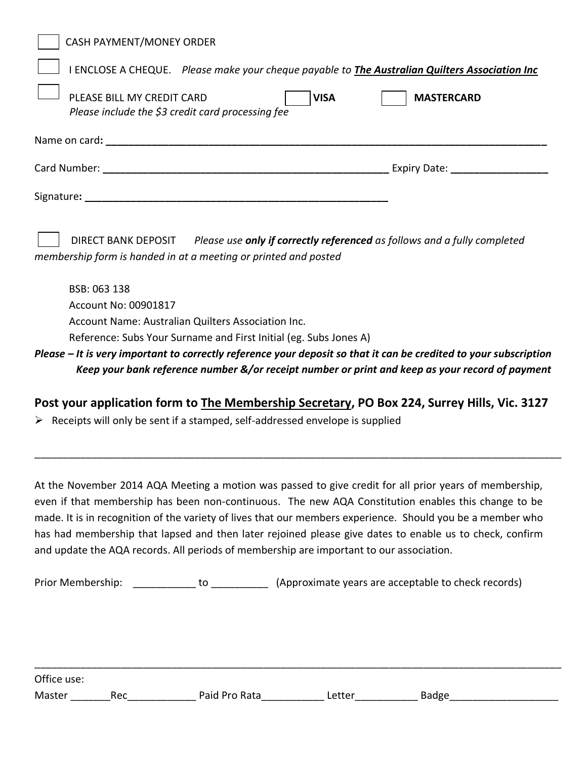☐ CASH PAYMENT/MONEY ORDER

☐ I ENCLOSE A CHEQUE. *Please make your cheque payable to* ***The Australian Quilters Association Inc***

☐ PLEASE BILL MY CREDIT CARD ☐ **VISA** ☐ **MASTERCARD**
*Please include the $3 credit card processing fee*

Name on card: ____________________________________________________________

Card Number: ________________________________________ Expiry Date: ______________

Signature: ____________________________________________

☐ DIRECT BANK DEPOSIT *Please use* ***only if correctly referenced*** *as follows and a fully completed membership form is handed in at a meeting or printed and posted*

BSB: 063 138
Account No: 00901817
Account Name: Australian Quilters Association Inc.
Reference: Subs Your Surname and First Initial (eg. Subs Jones A)

***Please – It is very important to correctly reference your deposit so that it can be credited to your subscription***
***Keep your bank reference number &/or receipt number or print and keep as your record of payment***

## Post your application form to The Membership Secretary, PO Box 224, Surrey Hills, Vic. 3127

- Receipts will only be sent if a stamped, self-addressed envelope is supplied

---

At the November 2014 AQA Meeting a motion was passed to give credit for all prior years of membership, even if that membership has been non-continuous. The new AQA Constitution enables this change to be made. It is in recognition of the variety of lives that our members experience. Should you be a member who has had membership that lapsed and then later rejoined please give dates to enable us to check, confirm and update the AQA records. All periods of membership are important to our association.

Prior Membership: ___________ to __________ (Approximate years are acceptable to check records)

---

Office use:
Master _______Rec____________ Paid Pro Rata___________ Letter___________ Badge___________________